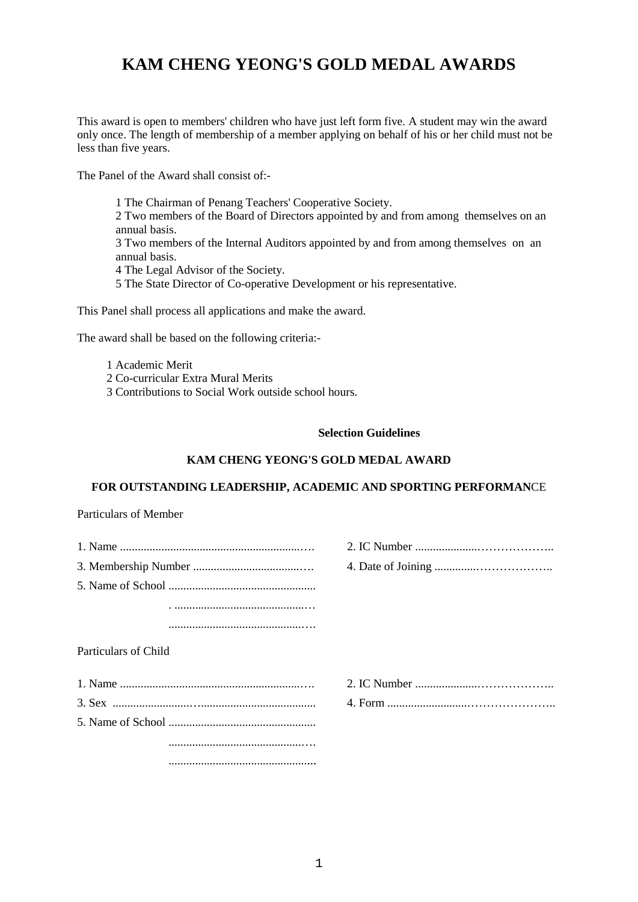# KAM CHENG YEONG'S GOLD MEDAL AWARDS

This award is open to members' children who have just left form five. A student may win the award only once. The length of membership of a member applying on behalf of his or her child must not be less than five years.

The Panel of the Award shall consist of:-

1 The Chairman of Penang Teachers' Cooperative Society.
2 Two members of the Board of Directors appointed by and from among themselves on an annual basis.
3 Two members of the Internal Auditors appointed by and from among themselves on an annual basis.
4 The Legal Advisor of the Society.
5 The State Director of Co-operative Development or his representative.

This Panel shall process all applications and make the award.

The award shall be based on the following criteria:-

1 Academic Merit
2 Co-curricular Extra Mural Merits
3 Contributions to Social Work outside school hours.

**Selection Guidelines**

**KAM CHENG YEONG'S GOLD MEDAL AWARD**

**FOR OUTSTANDING LEADERSHIP, ACADEMIC AND SPORTING PERFORMANCE**

Particulars of Member

1. Name ................................................................…
2. IC Number .....................………………..
3. Membership Number ......................................…
4. Date of Joining ..............………………..
5. Name of School ..................................................
   . ............................................…
   ...............................................…

Particulars of Child

1. Name ................................................................…
2. IC Number .....................………………..
3. Sex .........................….......................................
4. Form ..........................…………………..
5. Name of School ..................................................
   ...............................................…
   ..................................................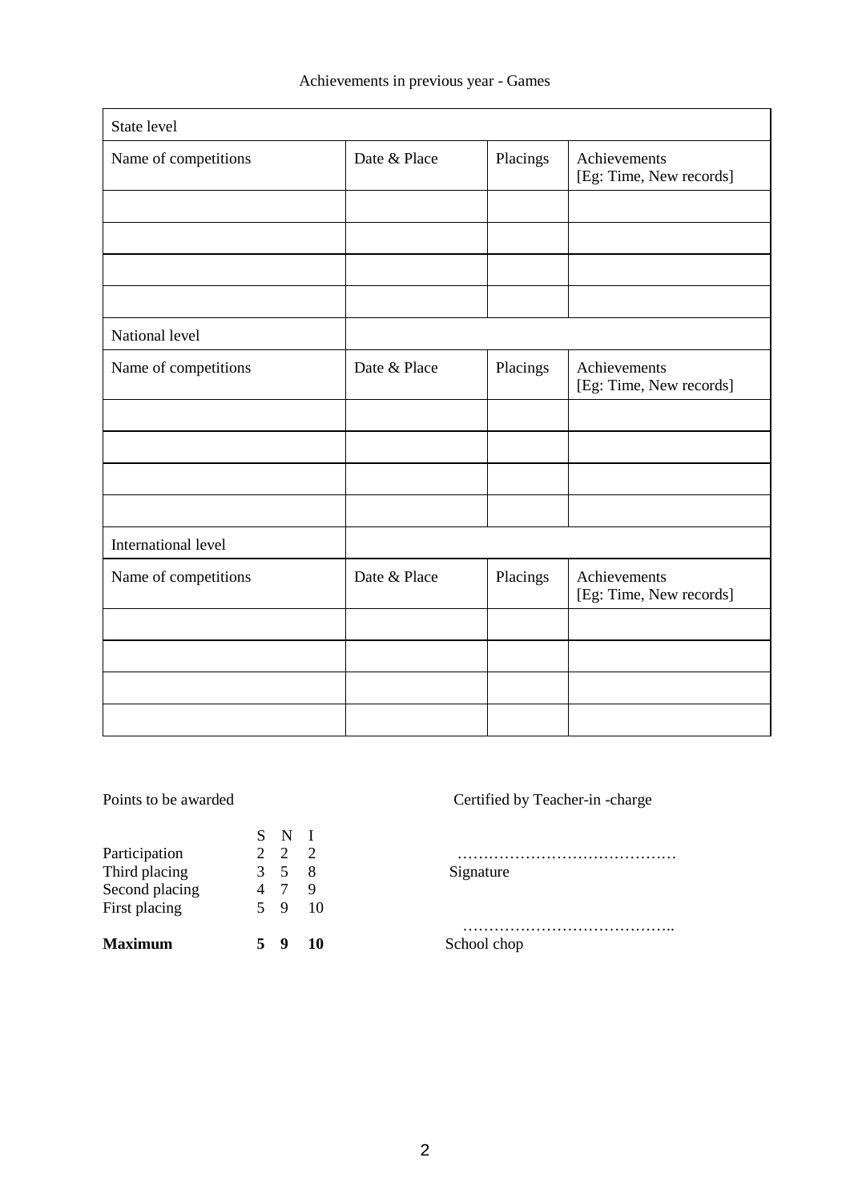Achievements in previous year - Games

| State level | | | |
|---|---|---|---|
| Name of competitions | Date & Place | Placings | Achievements [Eg: Time, New records] |
| | | | |
| | | | |
| | | | |
| | | | |
| National level | | | |
| Name of competitions | Date & Place | Placings | Achievements [Eg: Time, New records] |
| | | | |
| | | | |
| | | | |
| | | | |
| International level | | | |
| Name of competitions | Date & Place | Placings | Achievements [Eg: Time, New records] |
| | | | |
| | | | |
| | | | |
| | | | |

Points to be awarded

| | S | N | I |
|---|---|---|---|
| Participation | 2 | 2 | 2 |
| Third placing | 3 | 5 | 8 |
| Second placing | 4 | 7 | 9 |
| First placing | 5 | 9 | 10 |
| **Maximum** | **5** | **9** | **10** |

Certified by Teacher-in -charge

……………………………………
Signature

…………………………………..
School chop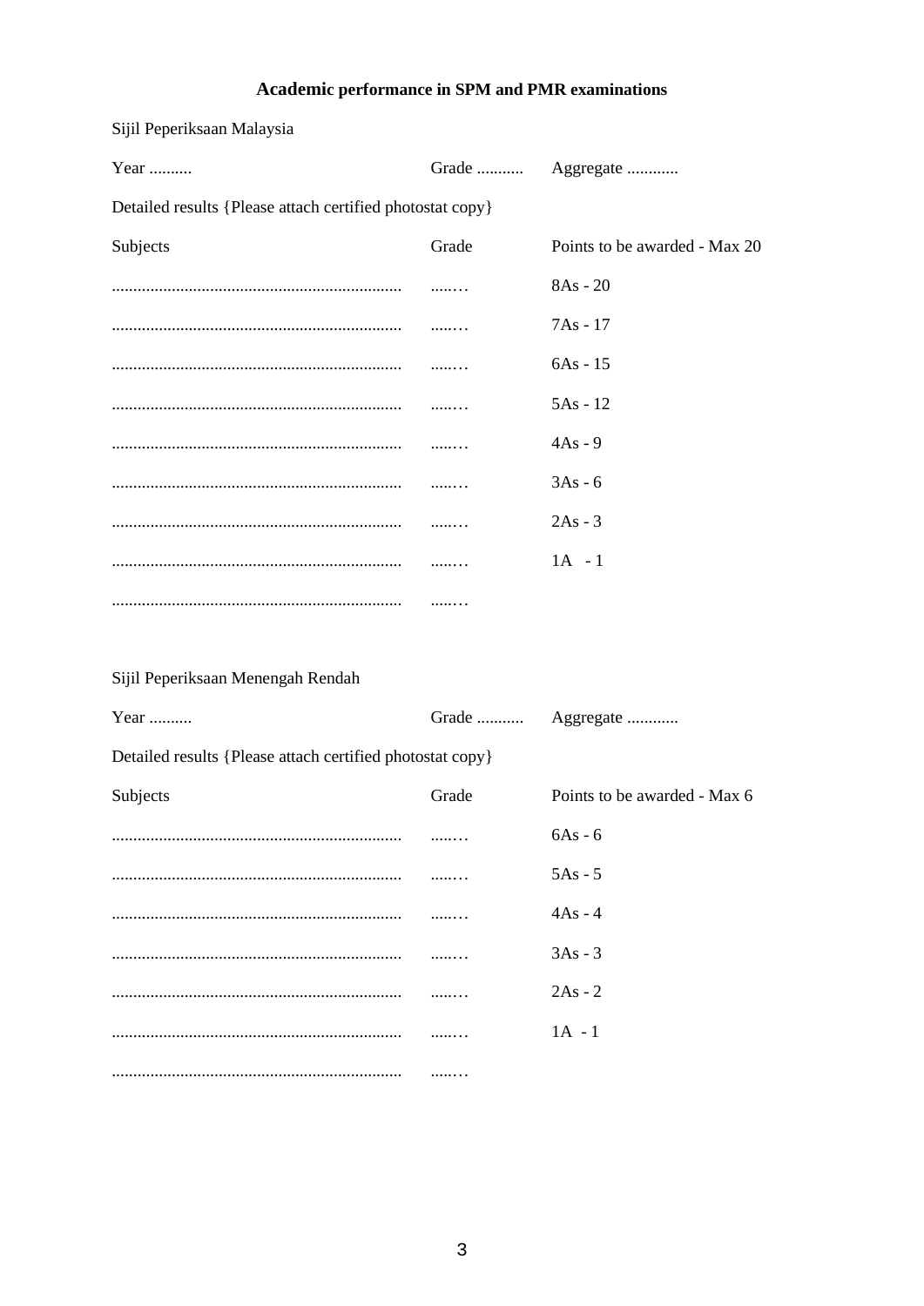## Academic performance in SPM and PMR examinations

Sijil Peperiksaan Malaysia

Year .......... Grade ........... Aggregate ............

Detailed results {Please attach certified photostat copy}

| Subjects | Grade | Points to be awarded - Max 20 |
|---|---|---|
| .................................................................... | ....... | 8As - 20 |
| .................................................................... | ....... | 7As - 17 |
| .................................................................... | ....... | 6As - 15 |
| .................................................................... | ....... | 5As - 12 |
| .................................................................... | ....... | 4As - 9 |
| .................................................................... | ....... | 3As - 6 |
| .................................................................... | ....... | 2As - 3 |
| .................................................................... | ....... | 1A - 1 |
| .................................................................... | ....... | |

Sijil Peperiksaan Menengah Rendah

Year .......... Grade ........... Aggregate ............

Detailed results {Please attach certified photostat copy}

| Subjects | Grade | Points to be awarded - Max 6 |
|---|---|---|
| .................................................................... | ....... | 6As - 6 |
| .................................................................... | ....... | 5As - 5 |
| .................................................................... | ....... | 4As - 4 |
| .................................................................... | ....... | 3As - 3 |
| .................................................................... | ....... | 2As - 2 |
| .................................................................... | ....... | 1A - 1 |
| .................................................................... | ....... | |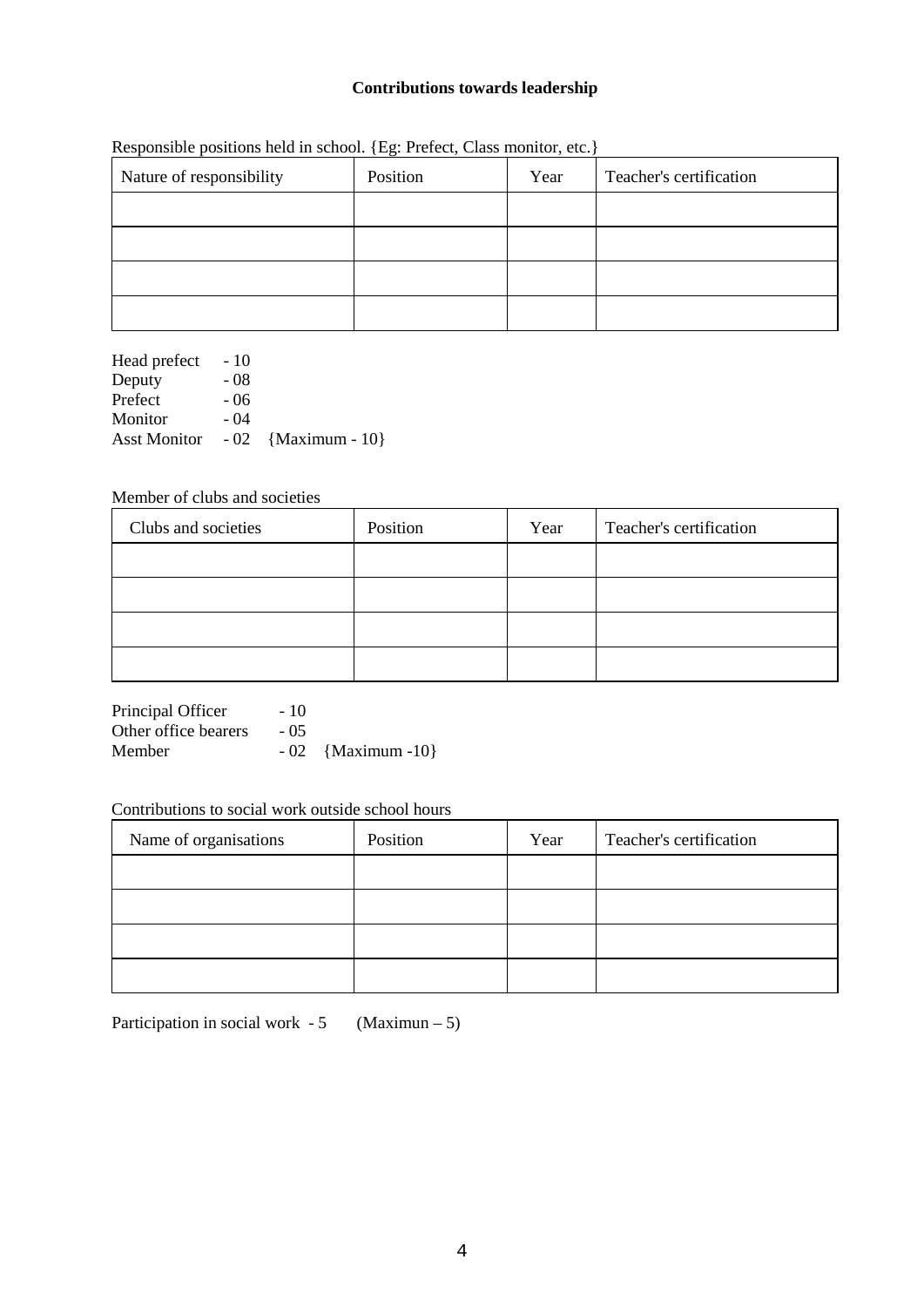**Contributions towards leadership**

Responsible positions held in school. {Eg: Prefect, Class monitor, etc.}

| Nature of responsibility | Position | Year | Teacher's certification |
|---|---|---|---|
| | | | |
| | | | |
| | | | |
| | | | |

Head prefect - 10
Deputy - 08
Prefect - 06
Monitor - 04
Asst Monitor - 02 {Maximum - 10}

Member of clubs and societies

| Clubs and societies | Position | Year | Teacher's certification |
|---|---|---|---|
| | | | |
| | | | |
| | | | |
| | | | |

Principal Officer - 10
Other office bearers - 05
Member - 02 {Maximum -10}

Contributions to social work outside school hours

| Name of organisations | Position | Year | Teacher's certification |
|---|---|---|---|
| | | | |
| | | | |
| | | | |
| | | | |

Participation in social work - 5 (Maximun – 5)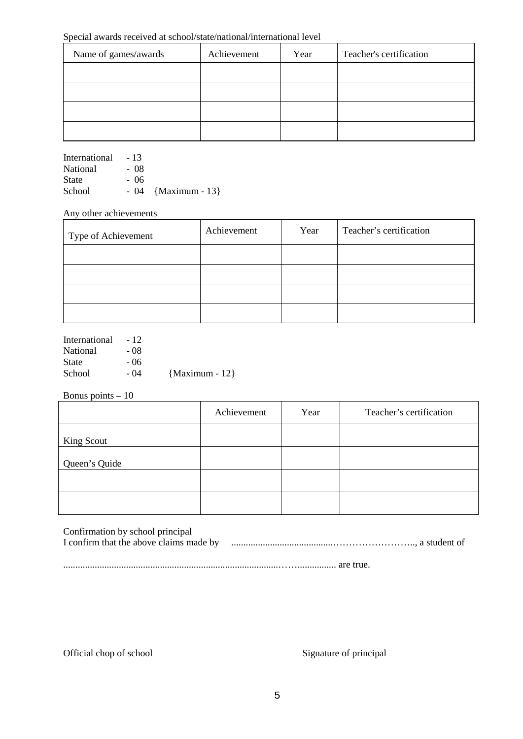Special awards received at school/state/national/international level

| Name of games/awards | Achievement | Year | Teacher's certification |
|---|---|---|---|
| | | | |
| | | | |
| | | | |
| | | | |

International - 13
National - 08
State - 06
School - 04 {Maximum - 13}

Any other achievements

| Type of Achievement | Achievement | Year | Teacher's certification |
|---|---|---|---|
| | | | |
| | | | |
| | | | |
| | | | |

International - 12
National - 08
State - 06
School - 04 {Maximum - 12}

Bonus points – 10

| | Achievement | Year | Teacher's certification |
|---|---|---|---|
| King Scout | | | |
| Queen's Quide | | | |
| | | | |
| | | | |

Confirmation by school principal
I confirm that the above claims made by ............................................……………………….., a student of

............................................................................................……................ are true.

Official chop of school

Signature of principal